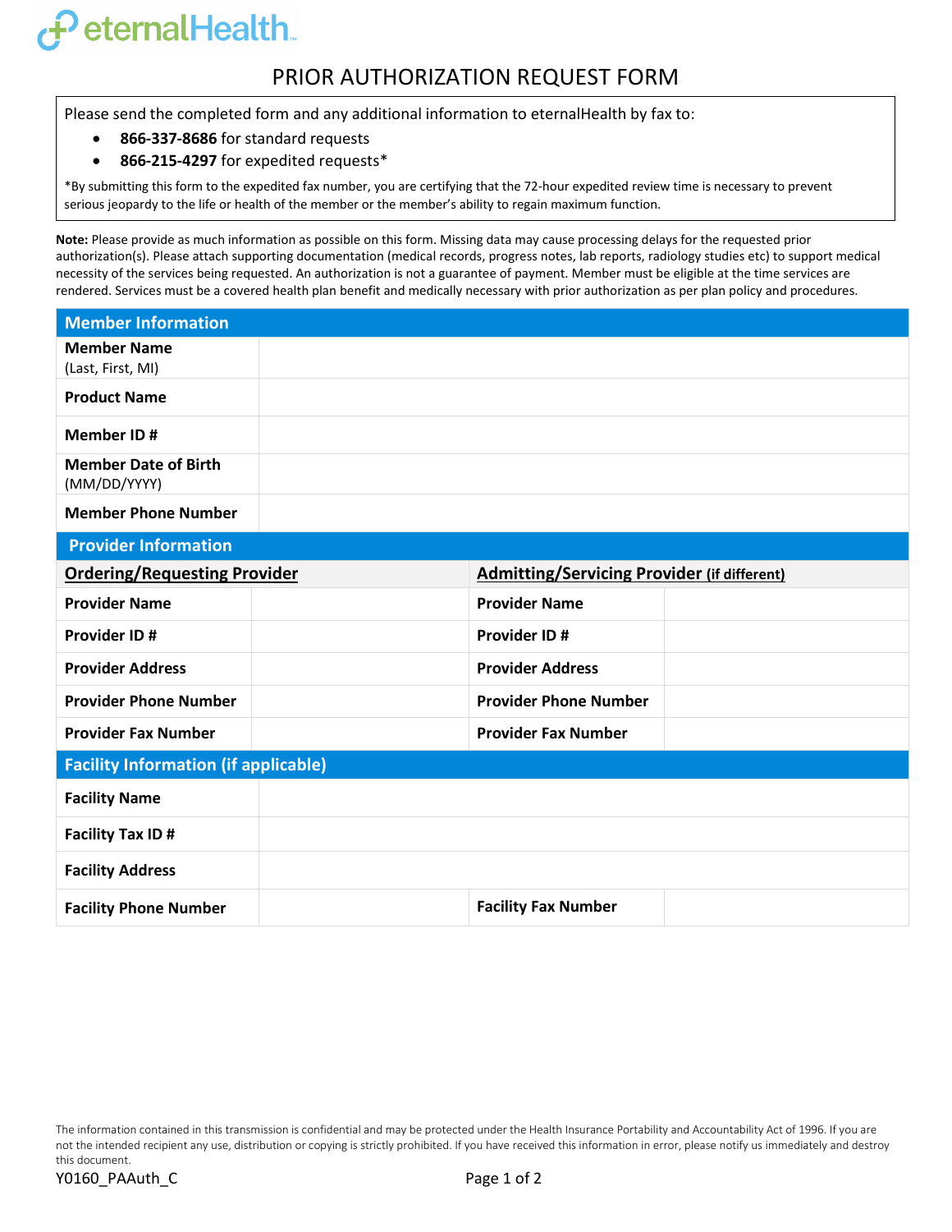eternalHealth

# PRIOR AUTHORIZATION REQUEST FORM

Please send the completed form and any additional information to eternalHealth by fax to:

- **866-337-8686** for standard requests
- **866-215-4297** for expedited requests*

*By submitting this form to the expedited fax number, you are certifying that the 72-hour expedited review time is necessary to prevent serious jeopardy to the life or health of the member or the member's ability to regain maximum function.

**Note:** Please provide as much information as possible on this form. Missing data may cause processing delays for the requested prior authorization(s). Please attach supporting documentation (medical records, progress notes, lab reports, radiology studies etc) to support medical necessity of the services being requested. An authorization is not a guarantee of payment. Member must be eligible at the time services are rendered. Services must be a covered health plan benefit and medically necessary with prior authorization as per plan policy and procedures.

## Member Information

| | |
|---|---|
| **Member Name** (Last, First, MI) | |
| **Product Name** | |
| **Member ID #** | |
| **Member Date of Birth** (MM/DD/YYYY) | |
| **Member Phone Number** | |

## Provider Information

| **Ordering/Requesting Provider** | | **Admitting/Servicing Provider (if different)** | |
|---|---|---|---|
| **Provider Name** | | **Provider Name** | |
| **Provider ID #** | | **Provider ID #** | |
| **Provider Address** | | **Provider Address** | |
| **Provider Phone Number** | | **Provider Phone Number** | |
| **Provider Fax Number** | | **Provider Fax Number** | |

## Facility Information (if applicable)

| | | | |
|---|---|---|---|
| **Facility Name** | | | |
| **Facility Tax ID #** | | | |
| **Facility Address** | | | |
| **Facility Phone Number** | | **Facility Fax Number** | |

The information contained in this transmission is confidential and may be protected under the Health Insurance Portability and Accountability Act of 1996. If you are not the intended recipient any use, distribution or copying is strictly prohibited. If you have received this information in error, please notify us immediately and destroy this document.

Y0160_PAAuth_C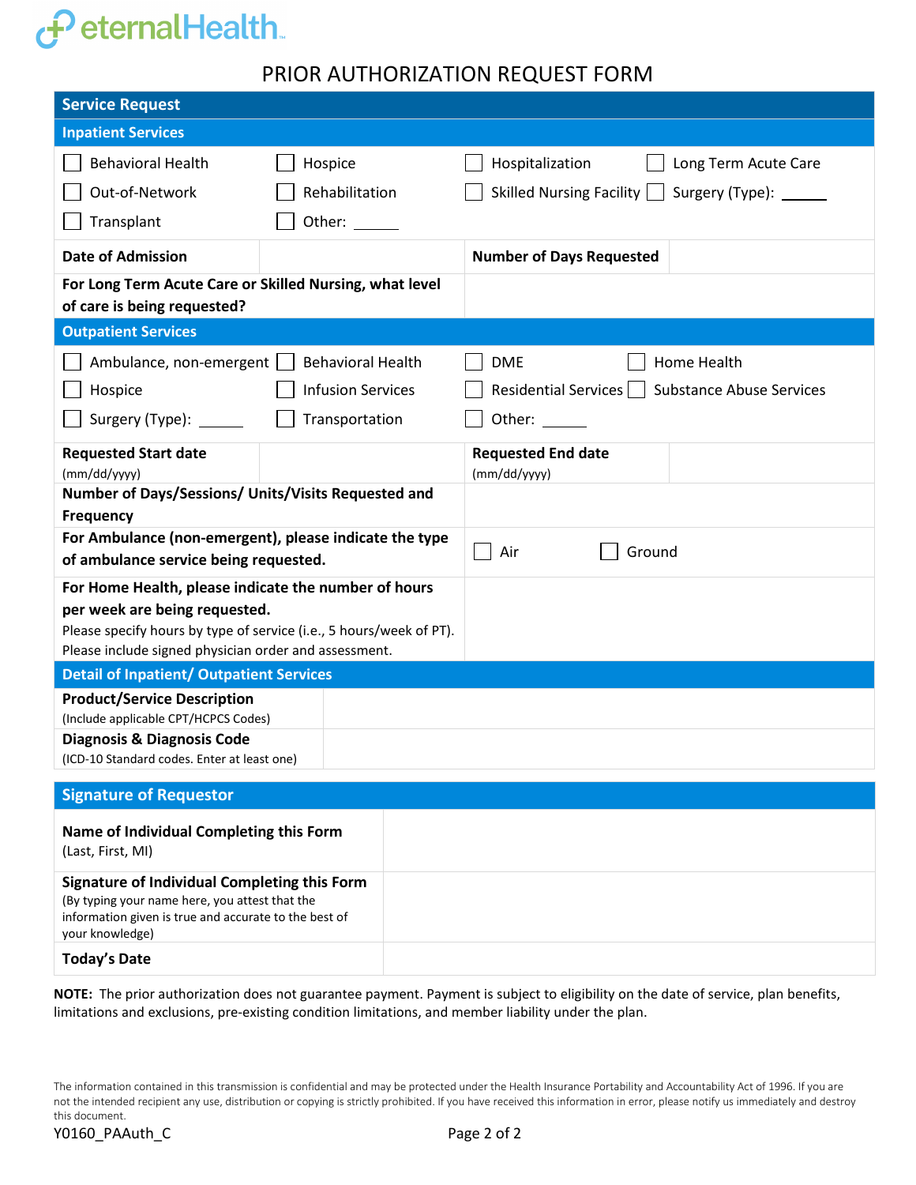eternalHealth

# PRIOR AUTHORIZATION REQUEST FORM

## Service Request

### Inpatient Services

- [ ] Behavioral Health
- [ ] Hospice
- [ ] Hospitalization
- [ ] Long Term Acute Care
- [ ] Out-of-Network
- [ ] Rehabilitation
- [ ] Skilled Nursing Facility
- [ ] Surgery (Type): ______
- [ ] Transplant
- [ ] Other: ______

| | | | |
|---|---|---|---|
| **Date of Admission** | | **Number of Days Requested** | |
| **For Long Term Acute Care or Skilled Nursing, what level of care is being requested?** | | | |

### Outpatient Services

- [ ] Ambulance, non-emergent
- [ ] Behavioral Health
- [ ] DME
- [ ] Home Health
- [ ] Hospice
- [ ] Infusion Services
- [ ] Residential Services
- [ ] Substance Abuse Services
- [ ] Surgery (Type): ______
- [ ] Transportation
- [ ] Other: ______

| | | | |
|---|---|---|---|
| **Requested Start date** (mm/dd/yyyy) | | **Requested End date** (mm/dd/yyyy) | |
| **Number of Days/Sessions/ Units/Visits Requested and Frequency** | | | |
| **For Ambulance (non-emergent), please indicate the type of ambulance service being requested.** | | ☐ Air | ☐ Ground |
| **For Home Health, please indicate the number of hours per week are being requested.** Please specify hours by type of service (i.e., 5 hours/week of PT). Please include signed physician order and assessment. | | | |

### Detail of Inpatient/ Outpatient Services

| | |
|---|---|
| **Product/Service Description** (Include applicable CPT/HCPCS Codes) | |
| **Diagnosis & Diagnosis Code** (ICD-10 Standard codes. Enter at least one) | |

## Signature of Requestor

| | |
|---|---|
| **Name of Individual Completing this Form** (Last, First, MI) | |
| **Signature of Individual Completing this Form** (By typing your name here, you attest that the information given is true and accurate to the best of your knowledge) | |
| **Today's Date** | |

**NOTE:** The prior authorization does not guarantee payment. Payment is subject to eligibility on the date of service, plan benefits, limitations and exclusions, pre-existing condition limitations, and member liability under the plan.

The information contained in this transmission is confidential and may be protected under the Health Insurance Portability and Accountability Act of 1996. If you are not the intended recipient any use, distribution or copying is strictly prohibited. If you have received this information in error, please notify us immediately and destroy this document.

Y0160_PAAuth_C